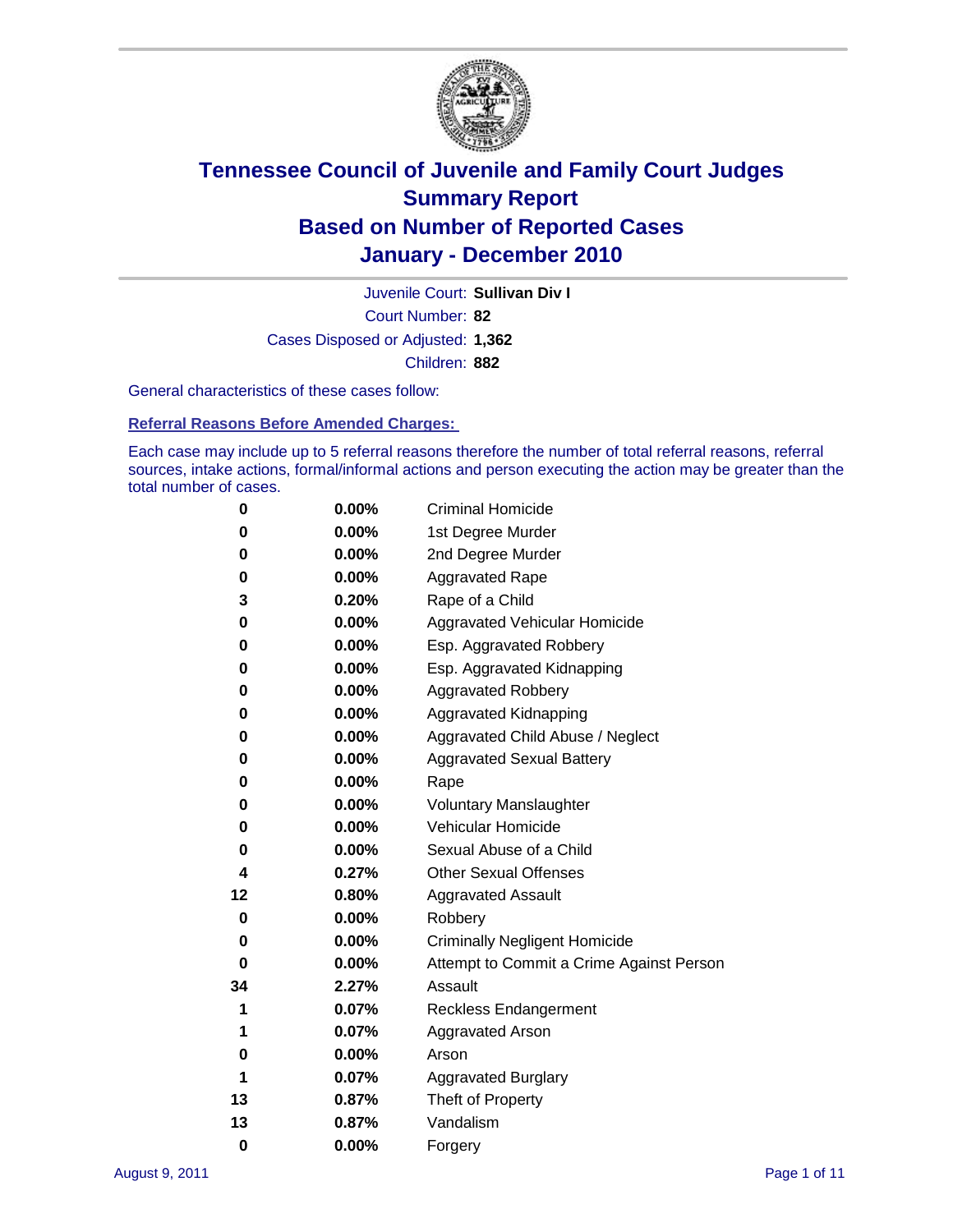# Tennessee Council of Juvenile and Family Court Judges
## Summary Report
## Based on Number of Reported Cases
## January - December 2010

Juvenile Court: **Sullivan Div I**

Court Number: **82**

Cases Disposed or Adjusted: **1,362**

Children: **882**

General characteristics of these cases follow:

### Referral Reasons Before Amended Charges:

Each case may include up to 5 referral reasons therefore the number of total referral reasons, referral sources, intake actions, formal/informal actions and person executing the action may be greater than the total number of cases.

| Count | Percent | Reason |
|---|---|---|
| 0 | 0.00% | Criminal Homicide |
| 0 | 0.00% | 1st Degree Murder |
| 0 | 0.00% | 2nd Degree Murder |
| 0 | 0.00% | Aggravated Rape |
| 3 | 0.20% | Rape of a Child |
| 0 | 0.00% | Aggravated Vehicular Homicide |
| 0 | 0.00% | Esp. Aggravated Robbery |
| 0 | 0.00% | Esp. Aggravated Kidnapping |
| 0 | 0.00% | Aggravated Robbery |
| 0 | 0.00% | Aggravated Kidnapping |
| 0 | 0.00% | Aggravated Child Abuse / Neglect |
| 0 | 0.00% | Aggravated Sexual Battery |
| 0 | 0.00% | Rape |
| 0 | 0.00% | Voluntary Manslaughter |
| 0 | 0.00% | Vehicular Homicide |
| 0 | 0.00% | Sexual Abuse of a Child |
| 4 | 0.27% | Other Sexual Offenses |
| 12 | 0.80% | Aggravated Assault |
| 0 | 0.00% | Robbery |
| 0 | 0.00% | Criminally Negligent Homicide |
| 0 | 0.00% | Attempt to Commit a Crime Against Person |
| 34 | 2.27% | Assault |
| 1 | 0.07% | Reckless Endangerment |
| 1 | 0.07% | Aggravated Arson |
| 0 | 0.00% | Arson |
| 1 | 0.07% | Aggravated Burglary |
| 13 | 0.87% | Theft of Property |
| 13 | 0.87% | Vandalism |
| 0 | 0.00% | Forgery |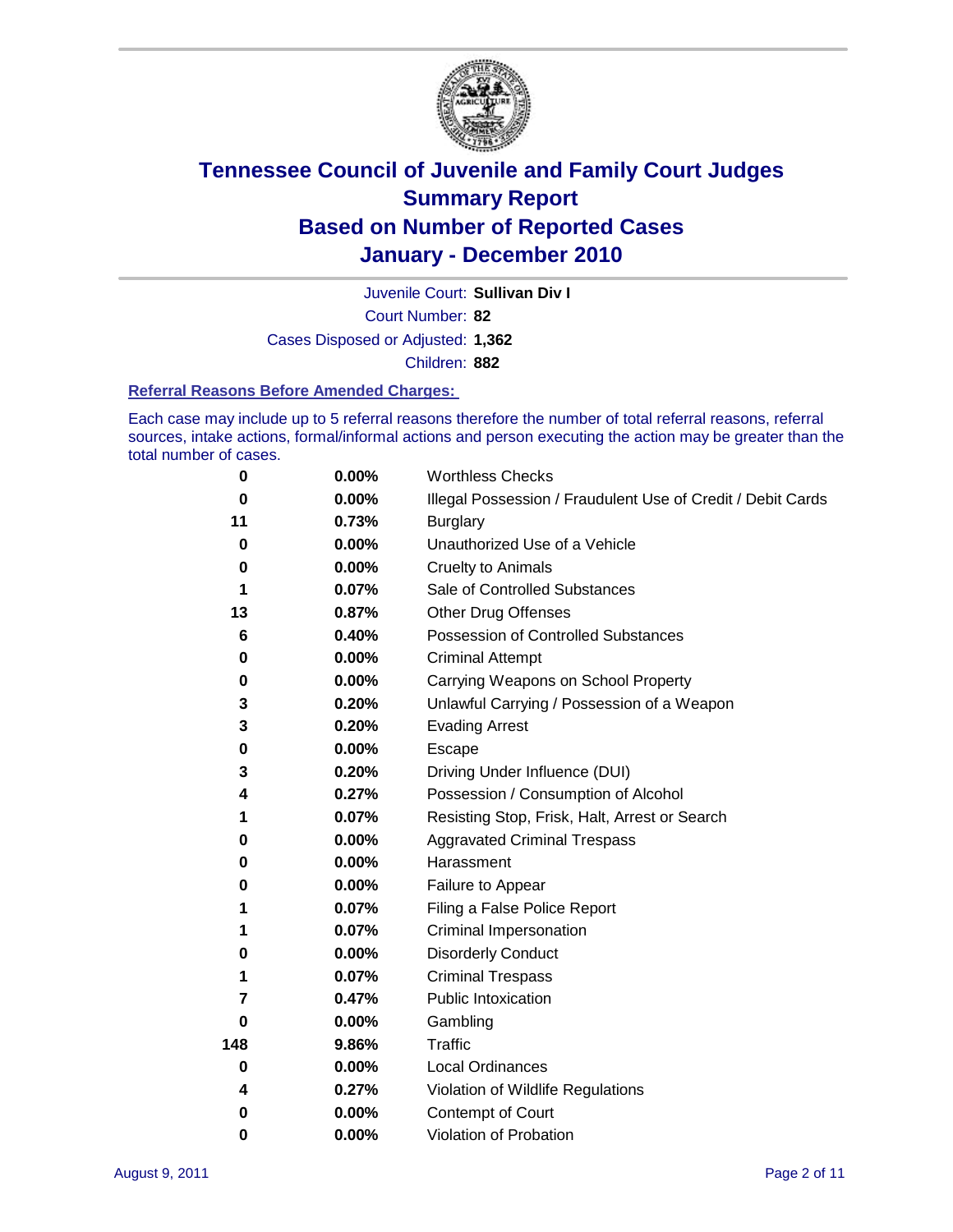# Tennessee Council of Juvenile and Family Court Judges
## Summary Report
## Based on Number of Reported Cases
## January - December 2010

Juvenile Court: **Sullivan Div I**

Court Number: **82**

Cases Disposed or Adjusted: **1,362**

Children: **882**

### Referral Reasons Before Amended Charges:

Each case may include up to 5 referral reasons therefore the number of total referral reasons, referral sources, intake actions, formal/informal actions and person executing the action may be greater than the total number of cases.

| | | |
|---|---|---|
| 0 | 0.00% | Worthless Checks |
| 0 | 0.00% | Illegal Possession / Fraudulent Use of Credit / Debit Cards |
| 11 | 0.73% | Burglary |
| 0 | 0.00% | Unauthorized Use of a Vehicle |
| 0 | 0.00% | Cruelty to Animals |
| 1 | 0.07% | Sale of Controlled Substances |
| 13 | 0.87% | Other Drug Offenses |
| 6 | 0.40% | Possession of Controlled Substances |
| 0 | 0.00% | Criminal Attempt |
| 0 | 0.00% | Carrying Weapons on School Property |
| 3 | 0.20% | Unlawful Carrying / Possession of a Weapon |
| 3 | 0.20% | Evading Arrest |
| 0 | 0.00% | Escape |
| 3 | 0.20% | Driving Under Influence (DUI) |
| 4 | 0.27% | Possession / Consumption of Alcohol |
| 1 | 0.07% | Resisting Stop, Frisk, Halt, Arrest or Search |
| 0 | 0.00% | Aggravated Criminal Trespass |
| 0 | 0.00% | Harassment |
| 0 | 0.00% | Failure to Appear |
| 1 | 0.07% | Filing a False Police Report |
| 1 | 0.07% | Criminal Impersonation |
| 0 | 0.00% | Disorderly Conduct |
| 1 | 0.07% | Criminal Trespass |
| 7 | 0.47% | Public Intoxication |
| 0 | 0.00% | Gambling |
| 148 | 9.86% | Traffic |
| 0 | 0.00% | Local Ordinances |
| 4 | 0.27% | Violation of Wildlife Regulations |
| 0 | 0.00% | Contempt of Court |
| 0 | 0.00% | Violation of Probation |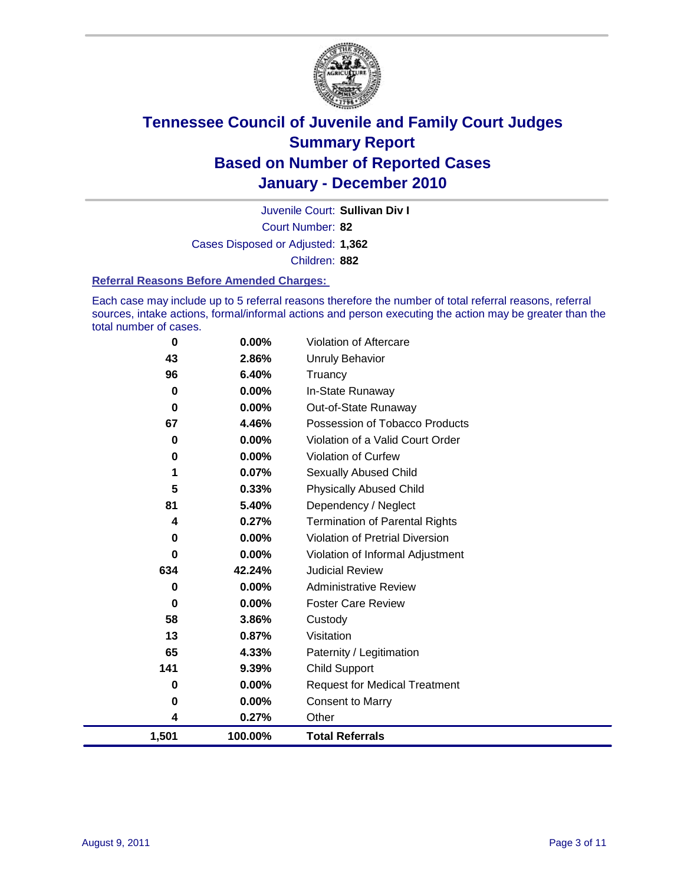# Tennessee Council of Juvenile and Family Court Judges
## Summary Report
## Based on Number of Reported Cases
## January - December 2010

Juvenile Court: **Sullivan Div I**

Court Number: **82**

Cases Disposed or Adjusted: **1,362**

Children: **882**

### Referral Reasons Before Amended Charges:

Each case may include up to 5 referral reasons therefore the number of total referral reasons, referral sources, intake actions, formal/informal actions and person executing the action may be greater than the total number of cases.

| Count | Percent | Referral Reason |
|---|---|---|
| 0 | 0.00% | Violation of Aftercare |
| 43 | 2.86% | Unruly Behavior |
| 96 | 6.40% | Truancy |
| 0 | 0.00% | In-State Runaway |
| 0 | 0.00% | Out-of-State Runaway |
| 67 | 4.46% | Possession of Tobacco Products |
| 0 | 0.00% | Violation of a Valid Court Order |
| 0 | 0.00% | Violation of Curfew |
| 1 | 0.07% | Sexually Abused Child |
| 5 | 0.33% | Physically Abused Child |
| 81 | 5.40% | Dependency / Neglect |
| 4 | 0.27% | Termination of Parental Rights |
| 0 | 0.00% | Violation of Pretrial Diversion |
| 0 | 0.00% | Violation of Informal Adjustment |
| 634 | 42.24% | Judicial Review |
| 0 | 0.00% | Administrative Review |
| 0 | 0.00% | Foster Care Review |
| 58 | 3.86% | Custody |
| 13 | 0.87% | Visitation |
| 65 | 4.33% | Paternity / Legitimation |
| 141 | 9.39% | Child Support |
| 0 | 0.00% | Request for Medical Treatment |
| 0 | 0.00% | Consent to Marry |
| 4 | 0.27% | Other |
| **1,501** | **100.00%** | **Total Referrals** |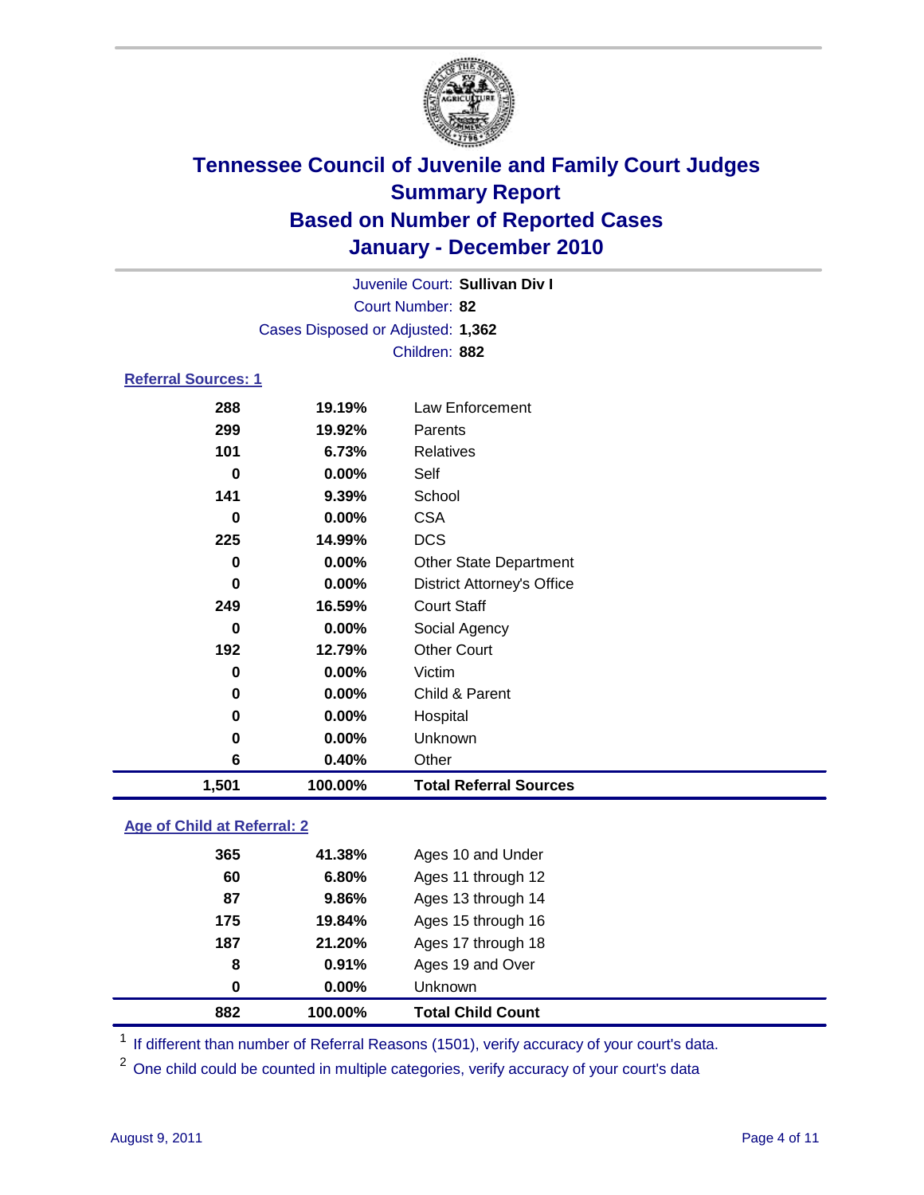# Tennessee Council of Juvenile and Family Court Judges
## Summary Report
## Based on Number of Reported Cases
## January - December 2010

Juvenile Court: **Sullivan Div I**

Court Number: **82**

Cases Disposed or Adjusted: **1,362**

Children: **882**

### Referral Sources: 1

| | | |
|---|---|---|
| 288 | 19.19% | Law Enforcement |
| 299 | 19.92% | Parents |
| 101 | 6.73% | Relatives |
| 0 | 0.00% | Self |
| 141 | 9.39% | School |
| 0 | 0.00% | CSA |
| 225 | 14.99% | DCS |
| 0 | 0.00% | Other State Department |
| 0 | 0.00% | District Attorney's Office |
| 249 | 16.59% | Court Staff |
| 0 | 0.00% | Social Agency |
| 192 | 12.79% | Other Court |
| 0 | 0.00% | Victim |
| 0 | 0.00% | Child & Parent |
| 0 | 0.00% | Hospital |
| 0 | 0.00% | Unknown |
| 6 | 0.40% | Other |
| **1,501** | **100.00%** | **Total Referral Sources** |

### Age of Child at Referral: 2

| | | |
|---|---|---|
| 365 | 41.38% | Ages 10 and Under |
| 60 | 6.80% | Ages 11 through 12 |
| 87 | 9.86% | Ages 13 through 14 |
| 175 | 19.84% | Ages 15 through 16 |
| 187 | 21.20% | Ages 17 through 18 |
| 8 | 0.91% | Ages 19 and Over |
| 0 | 0.00% | Unknown |
| **882** | **100.00%** | **Total Child Count** |

[1] If different than number of Referral Reasons (1501), verify accuracy of your court's data.

[2] One child could be counted in multiple categories, verify accuracy of your court's data

August 9, 2011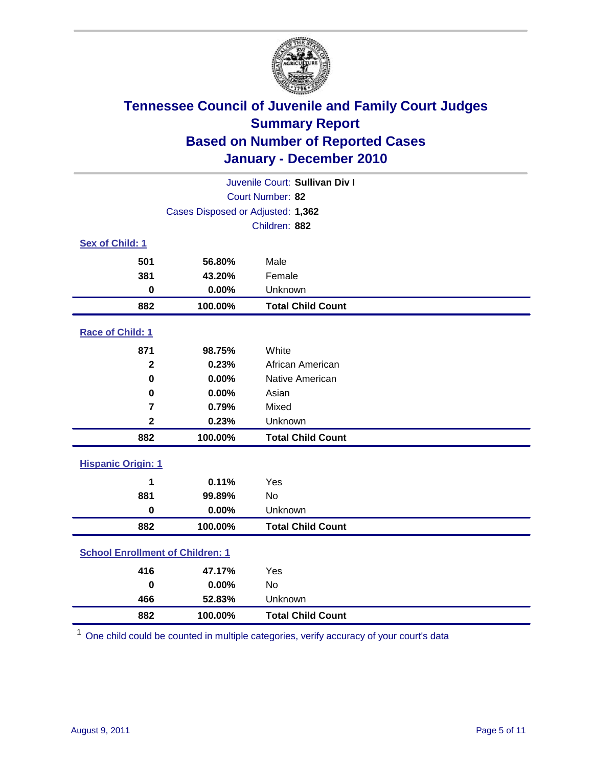# Tennessee Council of Juvenile and Family Court Judges
## Summary Report
## Based on Number of Reported Cases
## January - December 2010

Juvenile Court: **Sullivan Div I**

Court Number: **82**

Cases Disposed or Adjusted: **1,362**

Children: **882**

### Sex of Child: 1

| Count | Percent | Category |
|---|---|---|
| 501 | 56.80% | Male |
| 381 | 43.20% | Female |
| 0 | 0.00% | Unknown |
| **882** | **100.00%** | **Total Child Count** |

### Race of Child: 1

| Count | Percent | Category |
|---|---|---|
| 871 | 98.75% | White |
| 2 | 0.23% | African American |
| 0 | 0.00% | Native American |
| 0 | 0.00% | Asian |
| 7 | 0.79% | Mixed |
| 2 | 0.23% | Unknown |
| **882** | **100.00%** | **Total Child Count** |

### Hispanic Origin: 1

| Count | Percent | Category |
|---|---|---|
| 1 | 0.11% | Yes |
| 881 | 99.89% | No |
| 0 | 0.00% | Unknown |
| **882** | **100.00%** | **Total Child Count** |

### School Enrollment of Children: 1

| Count | Percent | Category |
|---|---|---|
| 416 | 47.17% | Yes |
| 0 | 0.00% | No |
| 466 | 52.83% | Unknown |
| **882** | **100.00%** | **Total Child Count** |

[1] One child could be counted in multiple categories, verify accuracy of your court's data

August 9, 2011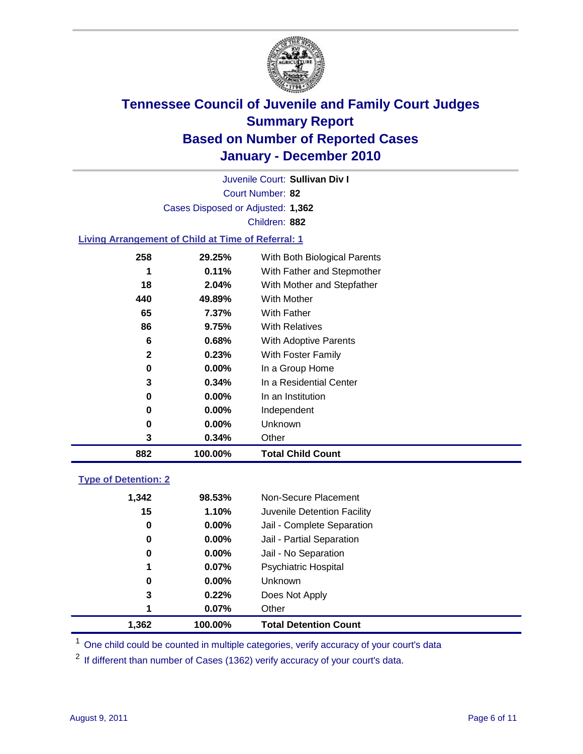# Tennessee Council of Juvenile and Family Court Judges
## Summary Report
## Based on Number of Reported Cases
## January - December 2010

Juvenile Court: **Sullivan Div I**

Court Number: **82**

Cases Disposed or Adjusted: **1,362**

Children: **882**

### Living Arrangement of Child at Time of Referral: 1

| | | |
|---|---|---|
| 258 | 29.25% | With Both Biological Parents |
| 1 | 0.11% | With Father and Stepmother |
| 18 | 2.04% | With Mother and Stepfather |
| 440 | 49.89% | With Mother |
| 65 | 7.37% | With Father |
| 86 | 9.75% | With Relatives |
| 6 | 0.68% | With Adoptive Parents |
| 2 | 0.23% | With Foster Family |
| 0 | 0.00% | In a Group Home |
| 3 | 0.34% | In a Residential Center |
| 0 | 0.00% | In an Institution |
| 0 | 0.00% | Independent |
| 0 | 0.00% | Unknown |
| 3 | 0.34% | Other |
| **882** | **100.00%** | **Total Child Count** |

### Type of Detention: 2

| | | |
|---|---|---|
| 1,342 | 98.53% | Non-Secure Placement |
| 15 | 1.10% | Juvenile Detention Facility |
| 0 | 0.00% | Jail - Complete Separation |
| 0 | 0.00% | Jail - Partial Separation |
| 0 | 0.00% | Jail - No Separation |
| 1 | 0.07% | Psychiatric Hospital |
| 0 | 0.00% | Unknown |
| 3 | 0.22% | Does Not Apply |
| 1 | 0.07% | Other |
| **1,362** | **100.00%** | **Total Detention Count** |

[1] One child could be counted in multiple categories, verify accuracy of your court's data

[2] If different than number of Cases (1362) verify accuracy of your court's data.

August 9, 2011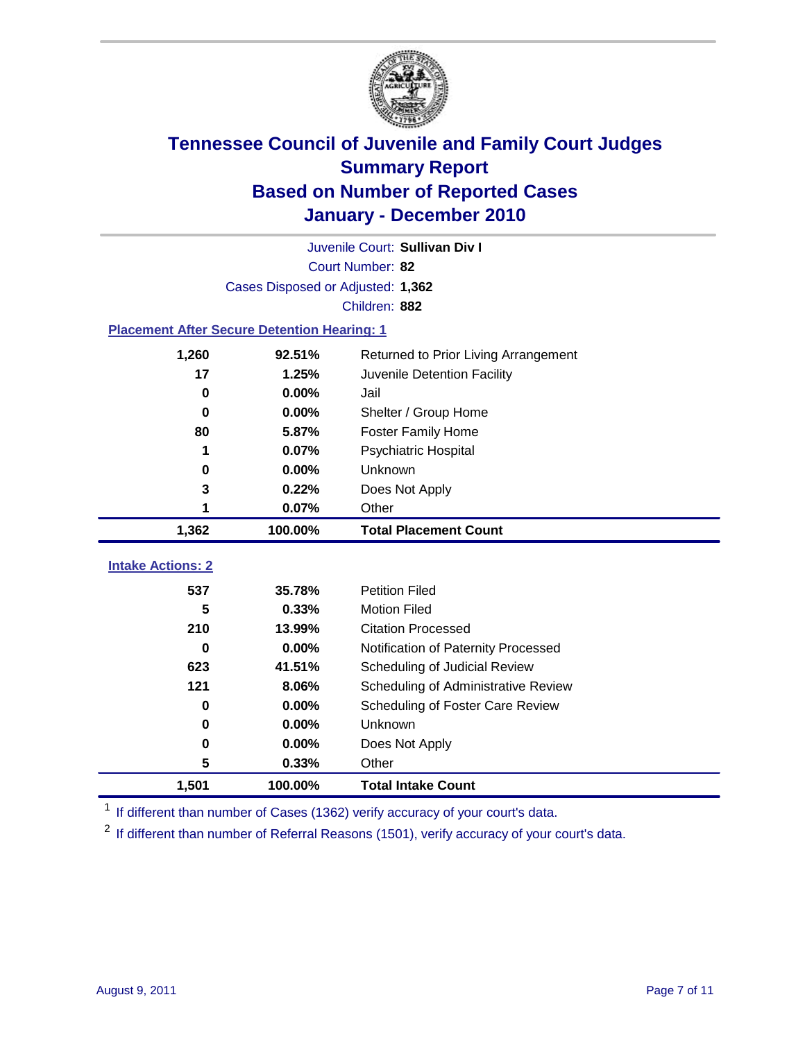# Tennessee Council of Juvenile and Family Court Judges
## Summary Report
## Based on Number of Reported Cases
## January - December 2010

Juvenile Court: **Sullivan Div I**

Court Number: **82**

Cases Disposed or Adjusted: **1,362**

Children: **882**

### Placement After Secure Detention Hearing: 1

| Count | Percent | Placement |
|---|---|---|
| 1,260 | 92.51% | Returned to Prior Living Arrangement |
| 17 | 1.25% | Juvenile Detention Facility |
| 0 | 0.00% | Jail |
| 0 | 0.00% | Shelter / Group Home |
| 80 | 5.87% | Foster Family Home |
| 1 | 0.07% | Psychiatric Hospital |
| 0 | 0.00% | Unknown |
| 3 | 0.22% | Does Not Apply |
| 1 | 0.07% | Other |
| **1,362** | **100.00%** | **Total Placement Count** |

### Intake Actions: 2

| Count | Percent | Intake Action |
|---|---|---|
| 537 | 35.78% | Petition Filed |
| 5 | 0.33% | Motion Filed |
| 210 | 13.99% | Citation Processed |
| 0 | 0.00% | Notification of Paternity Processed |
| 623 | 41.51% | Scheduling of Judicial Review |
| 121 | 8.06% | Scheduling of Administrative Review |
| 0 | 0.00% | Scheduling of Foster Care Review |
| 0 | 0.00% | Unknown |
| 0 | 0.00% | Does Not Apply |
| 5 | 0.33% | Other |
| **1,501** | **100.00%** | **Total Intake Count** |

[1] If different than number of Cases (1362) verify accuracy of your court's data.

[2] If different than number of Referral Reasons (1501), verify accuracy of your court's data.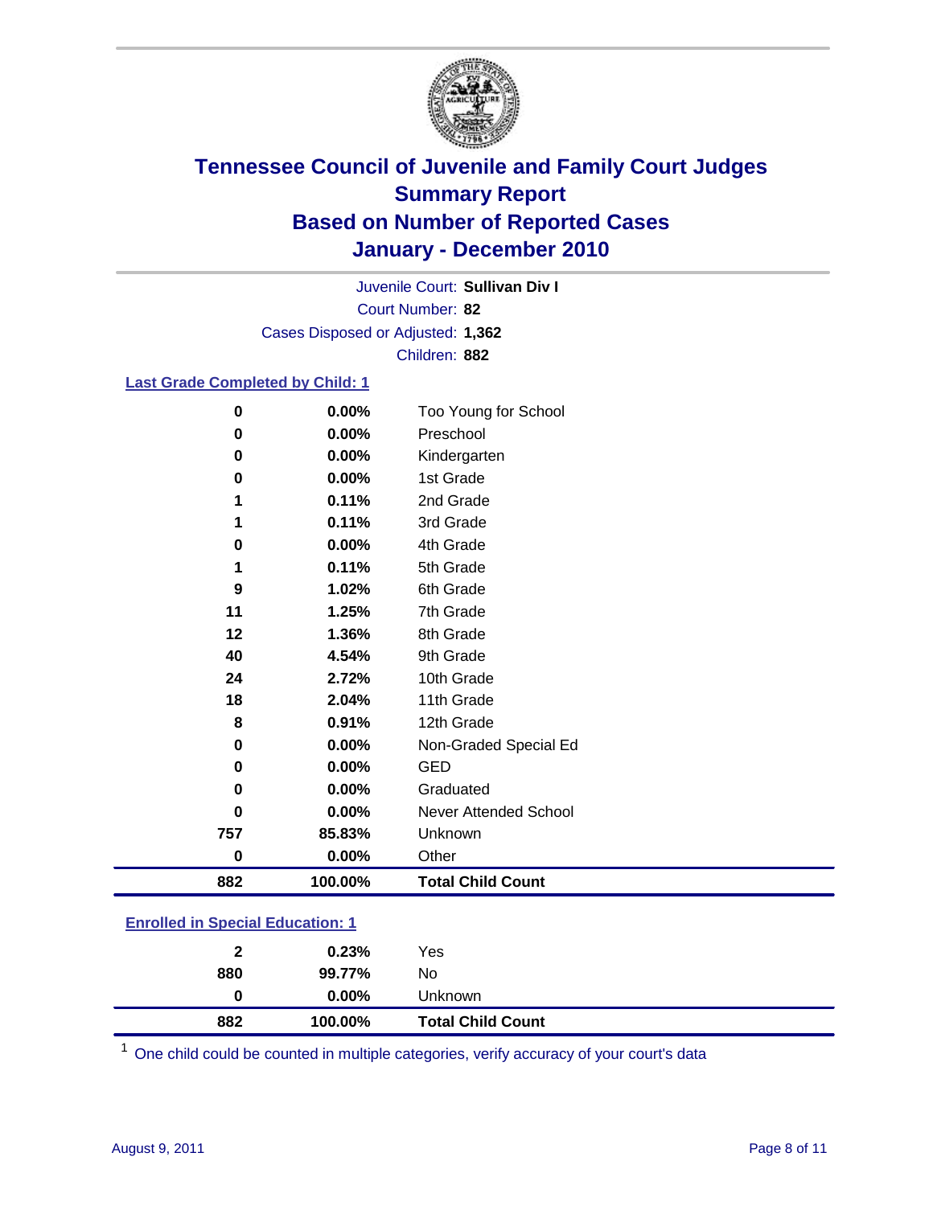# Tennessee Council of Juvenile and Family Court Judges
## Summary Report
## Based on Number of Reported Cases
## January - December 2010

Juvenile Court: **Sullivan Div I**

Court Number: **82**

Cases Disposed or Adjusted: **1,362**

Children: **882**

### Last Grade Completed by Child: 1

| Count | Percent | Category |
|---|---|---|
| 0 | 0.00% | Too Young for School |
| 0 | 0.00% | Preschool |
| 0 | 0.00% | Kindergarten |
| 0 | 0.00% | 1st Grade |
| 1 | 0.11% | 2nd Grade |
| 1 | 0.11% | 3rd Grade |
| 0 | 0.00% | 4th Grade |
| 1 | 0.11% | 5th Grade |
| 9 | 1.02% | 6th Grade |
| 11 | 1.25% | 7th Grade |
| 12 | 1.36% | 8th Grade |
| 40 | 4.54% | 9th Grade |
| 24 | 2.72% | 10th Grade |
| 18 | 2.04% | 11th Grade |
| 8 | 0.91% | 12th Grade |
| 0 | 0.00% | Non-Graded Special Ed |
| 0 | 0.00% | GED |
| 0 | 0.00% | Graduated |
| 0 | 0.00% | Never Attended School |
| 757 | 85.83% | Unknown |
| 0 | 0.00% | Other |
| **882** | **100.00%** | **Total Child Count** |

### Enrolled in Special Education: 1

| Count | Percent | Category |
|---|---|---|
| 2 | 0.23% | Yes |
| 880 | 99.77% | No |
| 0 | 0.00% | Unknown |
| **882** | **100.00%** | **Total Child Count** |

[1] One child could be counted in multiple categories, verify accuracy of your court's data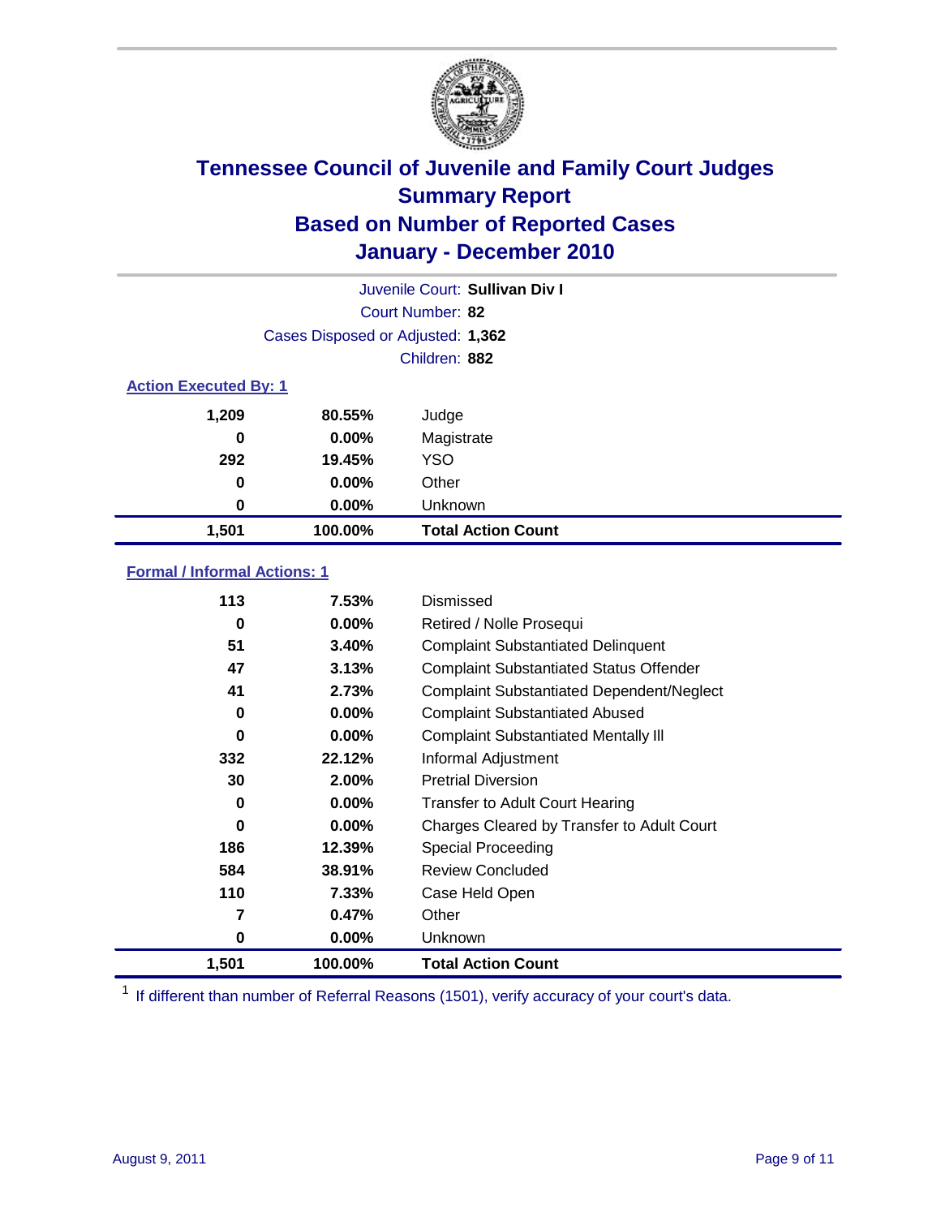# Tennessee Council of Juvenile and Family Court Judges
## Summary Report
## Based on Number of Reported Cases
## January - December 2010

Juvenile Court: **Sullivan Div I**

Court Number: **82**

Cases Disposed or Adjusted: **1,362**

Children: **882**

### Action Executed By: 1

| | | |
|---|---|---|
| 1,209 | 80.55% | Judge |
| 0 | 0.00% | Magistrate |
| 292 | 19.45% | YSO |
| 0 | 0.00% | Other |
| 0 | 0.00% | Unknown |
| **1,501** | **100.00%** | **Total Action Count** |

### Formal / Informal Actions: 1

| | | |
|---|---|---|
| 113 | 7.53% | Dismissed |
| 0 | 0.00% | Retired / Nolle Prosequi |
| 51 | 3.40% | Complaint Substantiated Delinquent |
| 47 | 3.13% | Complaint Substantiated Status Offender |
| 41 | 2.73% | Complaint Substantiated Dependent/Neglect |
| 0 | 0.00% | Complaint Substantiated Abused |
| 0 | 0.00% | Complaint Substantiated Mentally Ill |
| 332 | 22.12% | Informal Adjustment |
| 30 | 2.00% | Pretrial Diversion |
| 0 | 0.00% | Transfer to Adult Court Hearing |
| 0 | 0.00% | Charges Cleared by Transfer to Adult Court |
| 186 | 12.39% | Special Proceeding |
| 584 | 38.91% | Review Concluded |
| 110 | 7.33% | Case Held Open |
| 7 | 0.47% | Other |
| 0 | 0.00% | Unknown |
| **1,501** | **100.00%** | **Total Action Count** |

[1] If different than number of Referral Reasons (1501), verify accuracy of your court's data.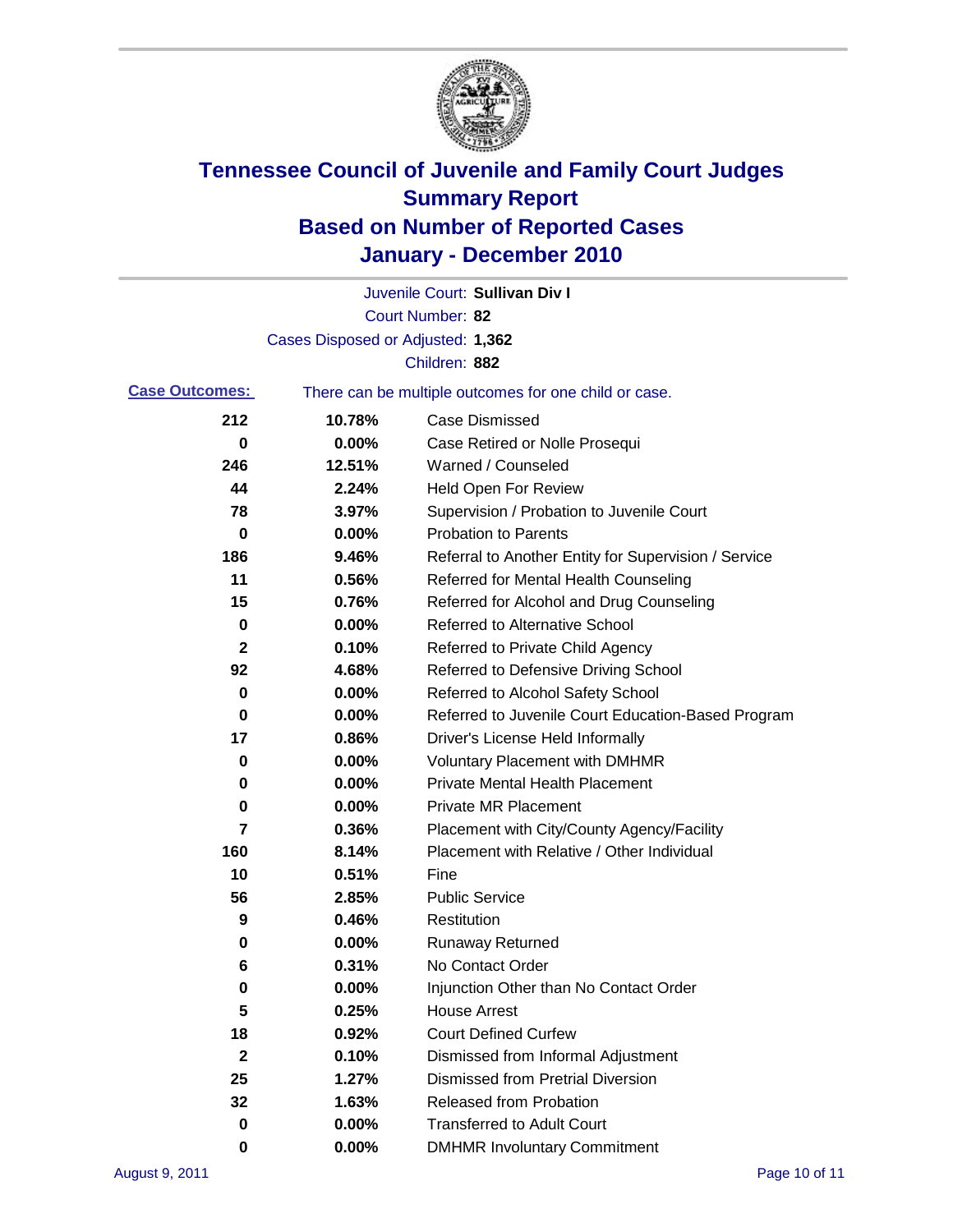# Tennessee Council of Juvenile and Family Court Judges
## Summary Report
## Based on Number of Reported Cases
## January - December 2010

Juvenile Court: **Sullivan Div I**

Court Number: **82**

Cases Disposed or Adjusted: **1,362**

Children: **882**

**Case Outcomes:** There can be multiple outcomes for one child or case.

| Count | Percent | Outcome |
|---|---|---|
| **212** | **10.78%** | Case Dismissed |
| **0** | **0.00%** | Case Retired or Nolle Prosequi |
| **246** | **12.51%** | Warned / Counseled |
| **44** | **2.24%** | Held Open For Review |
| **78** | **3.97%** | Supervision / Probation to Juvenile Court |
| **0** | **0.00%** | Probation to Parents |
| **186** | **9.46%** | Referral to Another Entity for Supervision / Service |
| **11** | **0.56%** | Referred for Mental Health Counseling |
| **15** | **0.76%** | Referred for Alcohol and Drug Counseling |
| **0** | **0.00%** | Referred to Alternative School |
| **2** | **0.10%** | Referred to Private Child Agency |
| **92** | **4.68%** | Referred to Defensive Driving School |
| **0** | **0.00%** | Referred to Alcohol Safety School |
| **0** | **0.00%** | Referred to Juvenile Court Education-Based Program |
| **17** | **0.86%** | Driver's License Held Informally |
| **0** | **0.00%** | Voluntary Placement with DMHMR |
| **0** | **0.00%** | Private Mental Health Placement |
| **0** | **0.00%** | Private MR Placement |
| **7** | **0.36%** | Placement with City/County Agency/Facility |
| **160** | **8.14%** | Placement with Relative / Other Individual |
| **10** | **0.51%** | Fine |
| **56** | **2.85%** | Public Service |
| **9** | **0.46%** | Restitution |
| **0** | **0.00%** | Runaway Returned |
| **6** | **0.31%** | No Contact Order |
| **0** | **0.00%** | Injunction Other than No Contact Order |
| **5** | **0.25%** | House Arrest |
| **18** | **0.92%** | Court Defined Curfew |
| **2** | **0.10%** | Dismissed from Informal Adjustment |
| **25** | **1.27%** | Dismissed from Pretrial Diversion |
| **32** | **1.63%** | Released from Probation |
| **0** | **0.00%** | Transferred to Adult Court |
| **0** | **0.00%** | DMHMR Involuntary Commitment |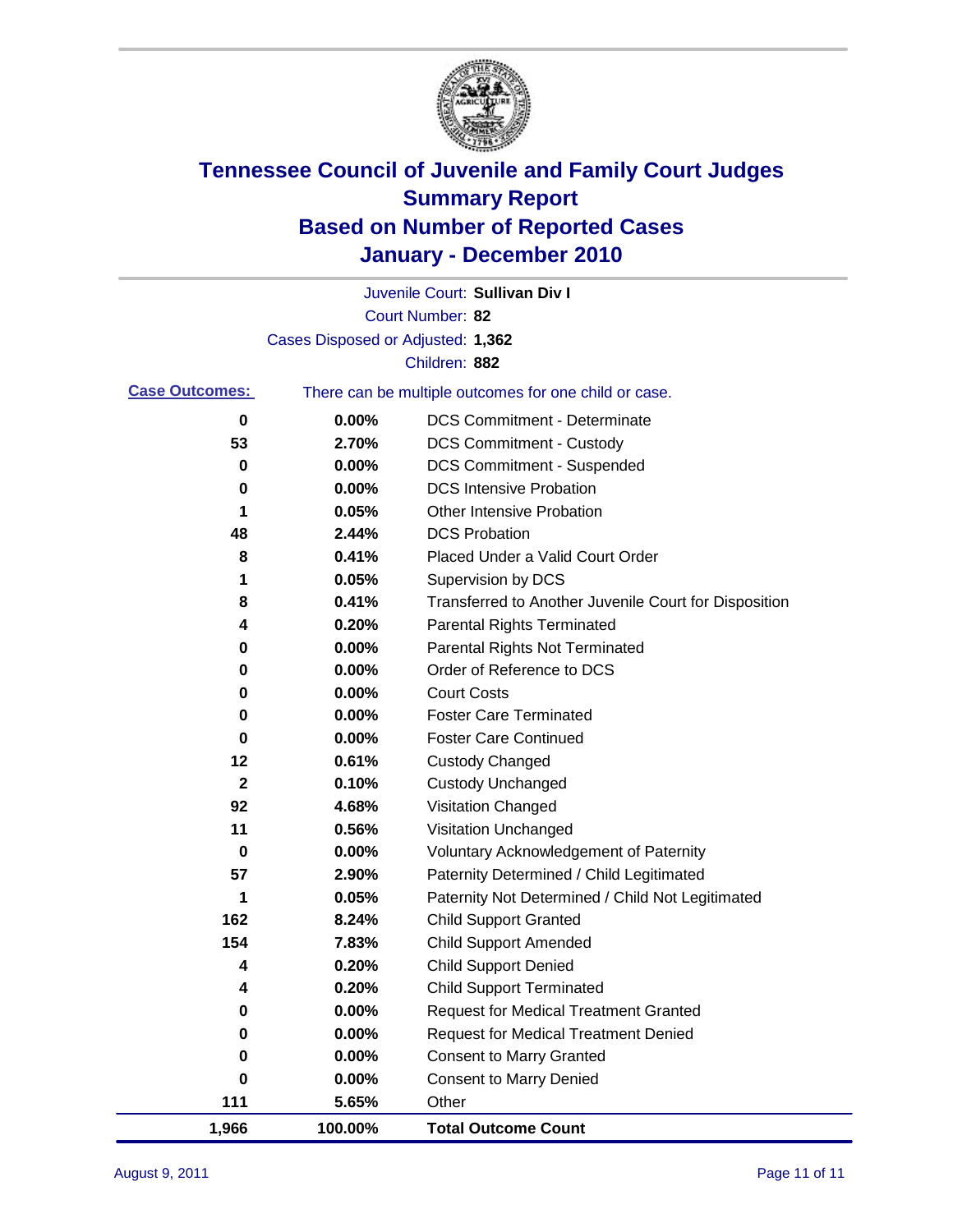# Tennessee Council of Juvenile and Family Court Judges
## Summary Report
## Based on Number of Reported Cases
## January - December 2010

Juvenile Court: **Sullivan Div I**

Court Number: **82**

Cases Disposed or Adjusted: **1,362**

Children: **882**

**Case Outcomes:** There can be multiple outcomes for one child or case.

| | | |
|---|---|---|
| 0 | 0.00% | DCS Commitment - Determinate |
| 53 | 2.70% | DCS Commitment - Custody |
| 0 | 0.00% | DCS Commitment - Suspended |
| 0 | 0.00% | DCS Intensive Probation |
| 1 | 0.05% | Other Intensive Probation |
| 48 | 2.44% | DCS Probation |
| 8 | 0.41% | Placed Under a Valid Court Order |
| 1 | 0.05% | Supervision by DCS |
| 8 | 0.41% | Transferred to Another Juvenile Court for Disposition |
| 4 | 0.20% | Parental Rights Terminated |
| 0 | 0.00% | Parental Rights Not Terminated |
| 0 | 0.00% | Order of Reference to DCS |
| 0 | 0.00% | Court Costs |
| 0 | 0.00% | Foster Care Terminated |
| 0 | 0.00% | Foster Care Continued |
| 12 | 0.61% | Custody Changed |
| 2 | 0.10% | Custody Unchanged |
| 92 | 4.68% | Visitation Changed |
| 11 | 0.56% | Visitation Unchanged |
| 0 | 0.00% | Voluntary Acknowledgement of Paternity |
| 57 | 2.90% | Paternity Determined / Child Legitimated |
| 1 | 0.05% | Paternity Not Determined / Child Not Legitimated |
| 162 | 8.24% | Child Support Granted |
| 154 | 7.83% | Child Support Amended |
| 4 | 0.20% | Child Support Denied |
| 4 | 0.20% | Child Support Terminated |
| 0 | 0.00% | Request for Medical Treatment Granted |
| 0 | 0.00% | Request for Medical Treatment Denied |
| 0 | 0.00% | Consent to Marry Granted |
| 0 | 0.00% | Consent to Marry Denied |
| 111 | 5.65% | Other |
| **1,966** | **100.00%** | **Total Outcome Count** |